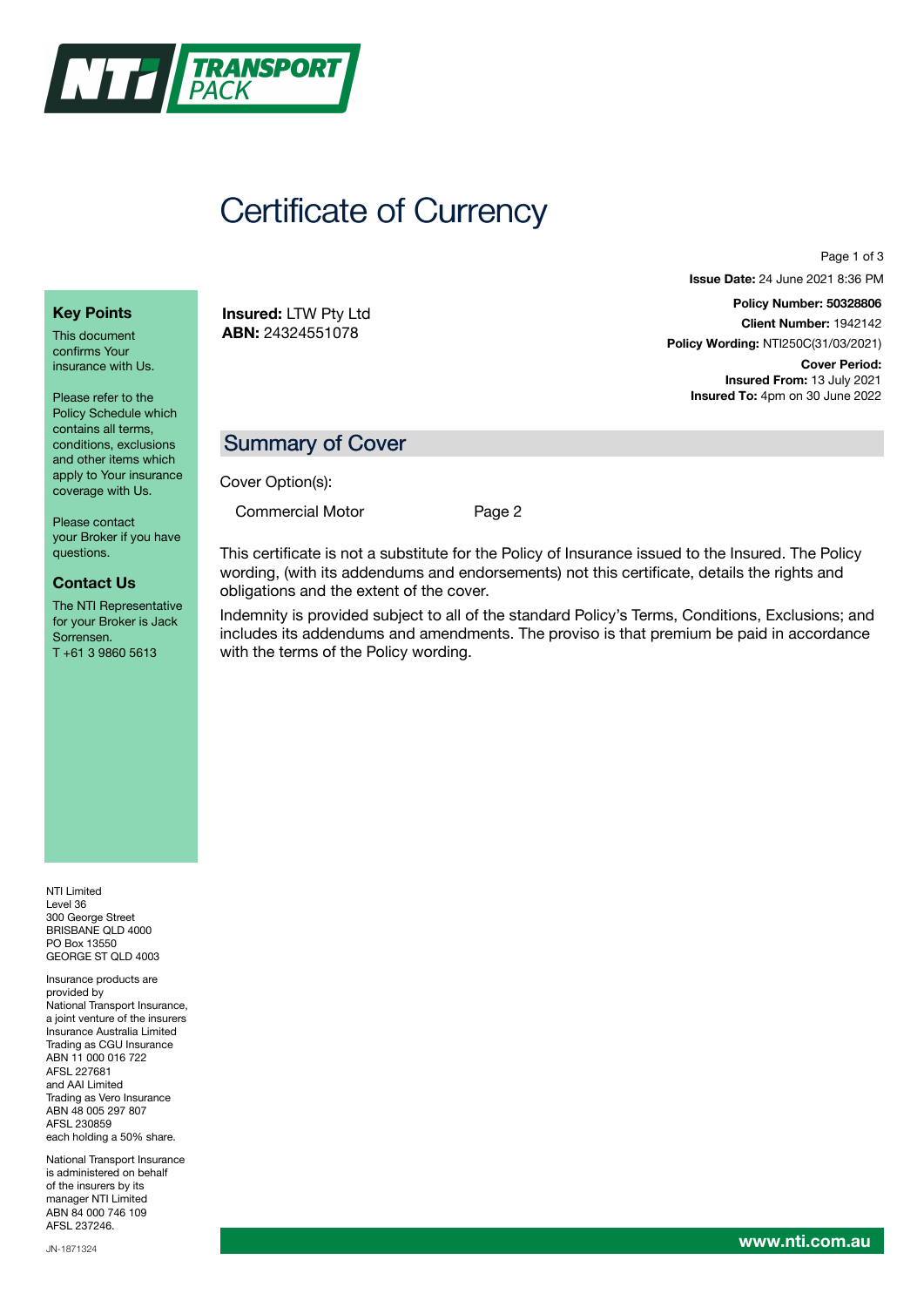# Certificate of Currency

**Issue Date:** 24 June 2021 8:36 PM

**Insured:** LTW Pty Ltd
**ABN:** 24324551078

**Policy Number: 50328806**
**Client Number:** 1942142
**Policy Wording:** NTI250C(31/03/2021)

**Cover Period:**
**Insured From:** 13 July 2021
**Insured To:** 4pm on 30 June 2022

## Summary of Cover

Cover Option(s):

| Commercial Motor | Page 2 |
|---|---|

This certificate is not a substitute for the Policy of Insurance issued to the Insured. The Policy wording, (with its addendums and endorsements) not this certificate, details the rights and obligations and the extent of the cover.

Indemnity is provided subject to all of the standard Policy's Terms, Conditions, Exclusions; and includes its addendums and amendments. The proviso is that premium be paid in accordance with the terms of the Policy wording.

### Key Points

This document confirms Your insurance with Us.

Please refer to the Policy Schedule which contains all terms, conditions, exclusions and other items which apply to Your insurance coverage with Us.

Please contact your Broker if you have questions.

### Contact Us

The NTI Representative for your Broker is Jack Sorrensen.
T +61 3 9860 5613

NTI Limited
Level 36
300 George Street
BRISBANE QLD 4000
PO Box 13550
GEORGE ST QLD 4003

Insurance products are provided by National Transport Insurance, a joint venture of the insurers Insurance Australia Limited Trading as CGU Insurance ABN 11 000 016 722 AFSL 227681 and AAI Limited Trading as Vero Insurance ABN 48 005 297 807 AFSL 230859 each holding a 50% share.

National Transport Insurance is administered on behalf of the insurers by its manager NTI Limited ABN 84 000 746 109 AFSL 237246.

JN-1871324

www.nti.com.au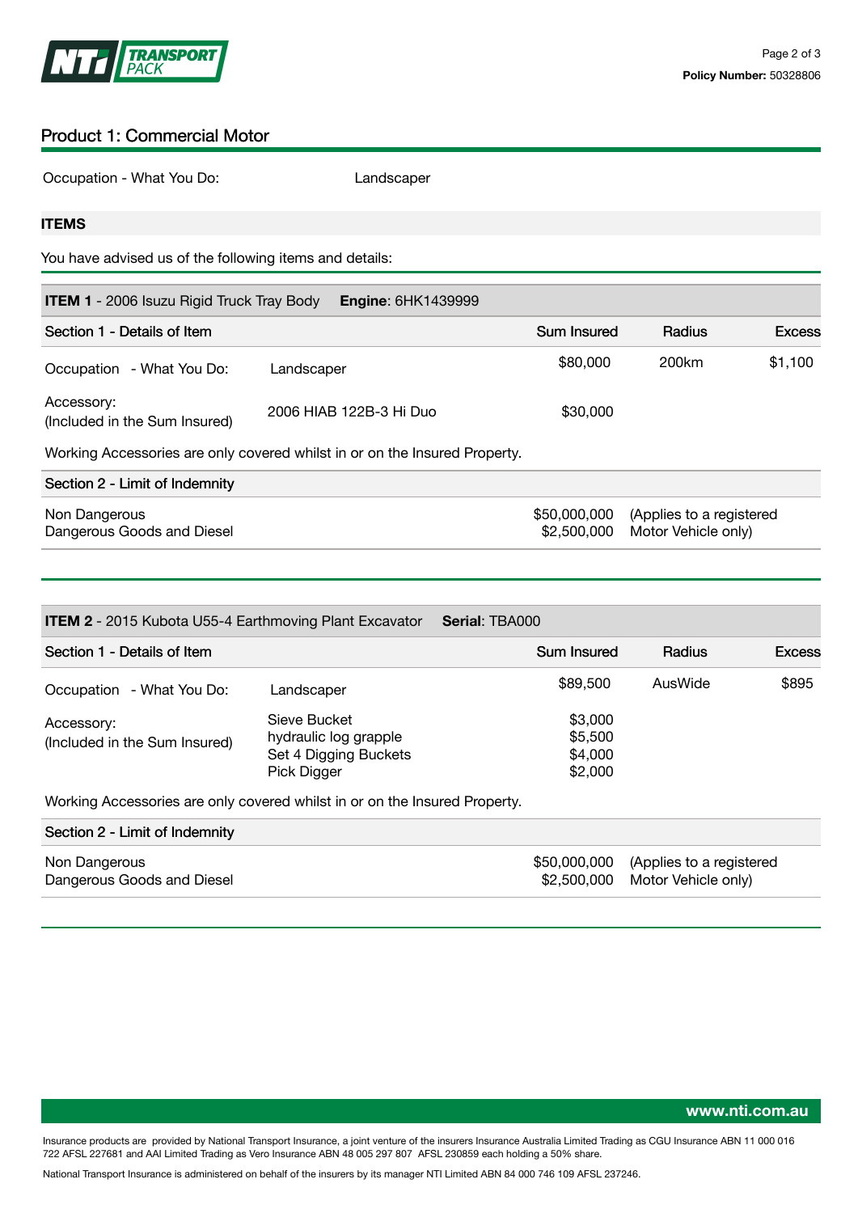## Product 1: Commercial Motor

Occupation - What You Do: Landscaper

**ITEMS**

You have advised us of the following items and details:

**ITEM 1** - 2006 Isuzu Rigid Truck Tray Body **Engine**: 6HK1439999

| Section 1 - Details of Item | | Sum Insured | Radius | Excess |
|---|---|---|---|---|
| Occupation - What You Do: | Landscaper | $80,000 | 200km | $1,100 |
| Accessory: (Included in the Sum Insured) | 2006 HIAB 122B-3 Hi Duo | $30,000 | | |

Working Accessories are only covered whilst in or on the Insured Property.

| Section 2 - Limit of Indemnity | | |
|---|---|---|
| Non Dangerous | $50,000,000 | (Applies to a registered |
| Dangerous Goods and Diesel | $2,500,000 | Motor Vehicle only) |

**ITEM 2** - 2015 Kubota U55-4 Earthmoving Plant Excavator **Serial**: TBA000

| Section 1 - Details of Item | | Sum Insured | Radius | Excess |
|---|---|---|---|---|
| Occupation - What You Do: | Landscaper | $89,500 | AusWide | $895 |
| Accessory: (Included in the Sum Insured) | Sieve Bucket | $3,000 | | |
| | hydraulic log grapple | $5,500 | | |
| | Set 4 Digging Buckets | $4,000 | | |
| | Pick Digger | $2,000 | | |

Working Accessories are only covered whilst in or on the Insured Property.

| Section 2 - Limit of Indemnity | | |
|---|---|---|
| Non Dangerous | $50,000,000 | (Applies to a registered |
| Dangerous Goods and Diesel | $2,500,000 | Motor Vehicle only) |

www.nti.com.au

Insurance products are provided by National Transport Insurance, a joint venture of the insurers Insurance Australia Limited Trading as CGU Insurance ABN 11 000 016 722 AFSL 227681 and AAI Limited Trading as Vero Insurance ABN 48 005 297 807 AFSL 230859 each holding a 50% share.

National Transport Insurance is administered on behalf of the insurers by its manager NTI Limited ABN 84 000 746 109 AFSL 237246.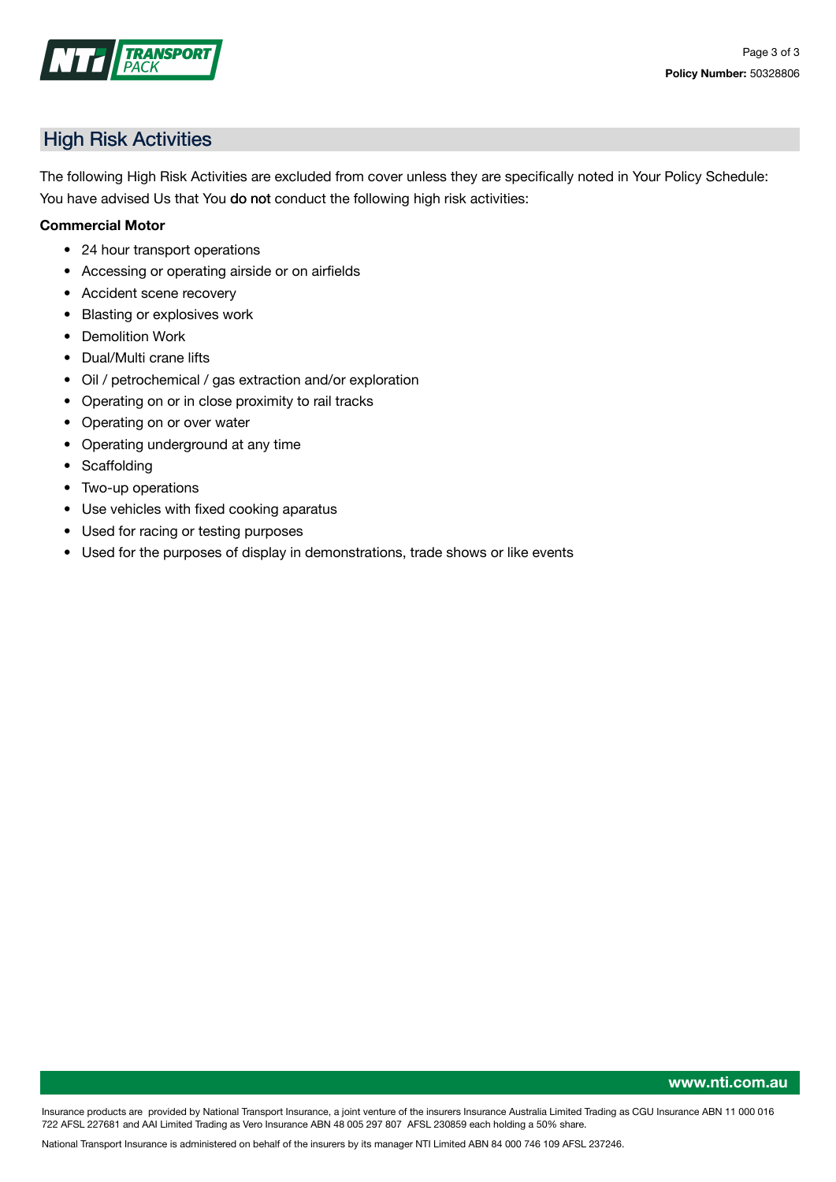## High Risk Activities

The following High Risk Activities are excluded from cover unless they are specifically noted in Your Policy Schedule:
You have advised Us that You do not conduct the following high risk activities:

**Commercial Motor**

- 24 hour transport operations
- Accessing or operating airside or on airfields
- Accident scene recovery
- Blasting or explosives work
- Demolition Work
- Dual/Multi crane lifts
- Oil / petrochemical / gas extraction and/or exploration
- Operating on or in close proximity to rail tracks
- Operating on or over water
- Operating underground at any time
- Scaffolding
- Two-up operations
- Use vehicles with fixed cooking aparatus
- Used for racing or testing purposes
- Used for the purposes of display in demonstrations, trade shows or like events

www.nti.com.au

Insurance products are provided by National Transport Insurance, a joint venture of the insurers Insurance Australia Limited Trading as CGU Insurance ABN 11 000 016 722 AFSL 227681 and AAI Limited Trading as Vero Insurance ABN 48 005 297 807 AFSL 230859 each holding a 50% share.

National Transport Insurance is administered on behalf of the insurers by its manager NTI Limited ABN 84 000 746 109 AFSL 237246.